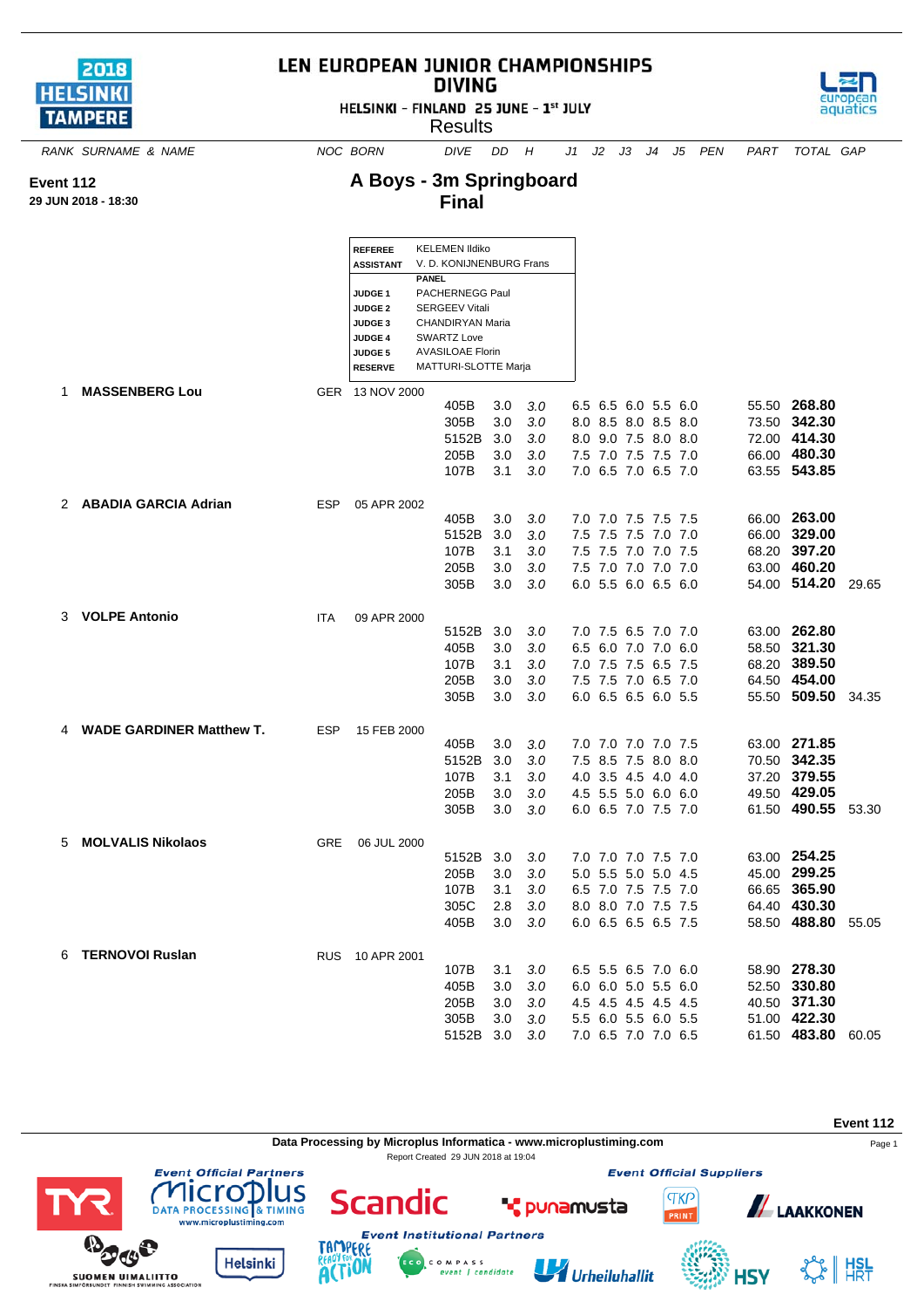# LEN EUROPEAN JUNIOR CHAMPIONSHIPS
## DIVING

HELSINKI - FINLAND 25 JUNE - 1st JULY

Results

**Event 112**
**29 JUN 2018 - 18:30**

## A Boys - 3m Springboard
## Final

| | |
|---|---|
| **REFEREE** | KELEMEN Ildiko |
| **ASSISTANT** | V. D. KONIJNENBURG Frans |
| | **PANEL** |
| **JUDGE 1** | PACHERNEGG Paul |
| **JUDGE 2** | SERGEEV Vitali |
| **JUDGE 3** | CHANDIRYAN Maria |
| **JUDGE 4** | SWARTZ Love |
| **JUDGE 5** | AVASILOAE Florin |
| **RESERVE** | MATTURI-SLOTTE Marja |

| RANK | SURNAME & NAME | NOC | BORN | DIVE | DD | H | J1 | J2 | J3 | J4 | J5 | PEN | PART | TOTAL | GAP |
|---|---|---|---|---|---|---|---|---|---|---|---|---|---|---|---|
| 1 | **MASSENBERG Lou** | GER | 13 NOV 2000 | | | | | | | | | | | | |
| | | | | 405B | 3.0 | 3.0 | 6.5 | 6.5 | 6.0 | 5.5 | 6.0 | | 55.50 | **268.80** | |
| | | | | 305B | 3.0 | 3.0 | 8.0 | 8.5 | 8.0 | 8.5 | 8.0 | | 73.50 | **342.30** | |
| | | | | 5152B | 3.0 | 3.0 | 8.0 | 9.0 | 7.5 | 8.0 | 8.0 | | 72.00 | **414.30** | |
| | | | | 205B | 3.0 | 3.0 | 7.5 | 7.0 | 7.5 | 7.5 | 7.0 | | 66.00 | **480.30** | |
| | | | | 107B | 3.1 | 3.0 | 7.0 | 6.5 | 7.0 | 6.5 | 7.0 | | 63.55 | **543.85** | |
| 2 | **ABADIA GARCIA Adrian** | ESP | 05 APR 2002 | | | | | | | | | | | | |
| | | | | 405B | 3.0 | 3.0 | 7.0 | 7.0 | 7.5 | 7.5 | 7.5 | | 66.00 | **263.00** | |
| | | | | 5152B | 3.0 | 3.0 | 7.5 | 7.5 | 7.5 | 7.0 | 7.0 | | 66.00 | **329.00** | |
| | | | | 107B | 3.1 | 3.0 | 7.5 | 7.5 | 7.0 | 7.0 | 7.5 | | 68.20 | **397.20** | |
| | | | | 205B | 3.0 | 3.0 | 7.5 | 7.0 | 7.0 | 7.0 | 7.0 | | 63.00 | **460.20** | |
| | | | | 305B | 3.0 | 3.0 | 6.0 | 5.5 | 6.0 | 6.5 | 6.0 | | 54.00 | **514.20** | 29.65 |
| 3 | **VOLPE Antonio** | ITA | 09 APR 2000 | | | | | | | | | | | | |
| | | | | 5152B | 3.0 | 3.0 | 7.0 | 7.5 | 6.5 | 7.0 | 7.0 | | 63.00 | **262.80** | |
| | | | | 405B | 3.0 | 3.0 | 6.5 | 6.0 | 7.0 | 7.0 | 6.0 | | 58.50 | **321.30** | |
| | | | | 107B | 3.1 | 3.0 | 7.0 | 7.5 | 7.5 | 6.5 | 7.5 | | 68.20 | **389.50** | |
| | | | | 205B | 3.0 | 3.0 | 7.5 | 7.5 | 7.0 | 6.5 | 7.0 | | 64.50 | **454.00** | |
| | | | | 305B | 3.0 | 3.0 | 6.0 | 6.5 | 6.5 | 6.0 | 5.5 | | 55.50 | **509.50** | 34.35 |
| 4 | **WADE GARDINER Matthew T.** | ESP | 15 FEB 2000 | | | | | | | | | | | | |
| | | | | 405B | 3.0 | 3.0 | 7.0 | 7.0 | 7.0 | 7.0 | 7.5 | | 63.00 | **271.85** | |
| | | | | 5152B | 3.0 | 3.0 | 7.5 | 8.5 | 7.5 | 8.0 | 8.0 | | 70.50 | **342.35** | |
| | | | | 107B | 3.1 | 3.0 | 4.0 | 3.5 | 4.5 | 4.0 | 4.0 | | 37.20 | **379.55** | |
| | | | | 205B | 3.0 | 3.0 | 4.5 | 5.5 | 5.0 | 6.0 | 6.0 | | 49.50 | **429.05** | |
| | | | | 305B | 3.0 | 3.0 | 6.0 | 6.5 | 7.0 | 7.5 | 7.0 | | 61.50 | **490.55** | 53.30 |
| 5 | **MOLVALIS Nikolaos** | GRE | 06 JUL 2000 | | | | | | | | | | | | |
| | | | | 5152B | 3.0 | 3.0 | 7.0 | 7.0 | 7.0 | 7.5 | 7.0 | | 63.00 | **254.25** | |
| | | | | 205B | 3.0 | 3.0 | 5.0 | 5.5 | 5.0 | 5.0 | 4.5 | | 45.00 | **299.25** | |
| | | | | 107B | 3.1 | 3.0 | 6.5 | 7.0 | 7.5 | 7.5 | 7.0 | | 66.65 | **365.90** | |
| | | | | 305C | 2.8 | 3.0 | 8.0 | 8.0 | 7.0 | 7.5 | 7.5 | | 64.40 | **430.30** | |
| | | | | 405B | 3.0 | 3.0 | 6.0 | 6.5 | 6.5 | 6.5 | 7.5 | | 58.50 | **488.80** | 55.05 |
| 6 | **TERNOVOI Ruslan** | RUS | 10 APR 2001 | | | | | | | | | | | | |
| | | | | 107B | 3.1 | 3.0 | 6.5 | 5.5 | 6.5 | 7.0 | 6.0 | | 58.90 | **278.30** | |
| | | | | 405B | 3.0 | 3.0 | 6.0 | 6.0 | 5.0 | 5.5 | 6.0 | | 52.50 | **330.80** | |
| | | | | 205B | 3.0 | 3.0 | 4.5 | 4.5 | 4.5 | 4.5 | 4.5 | | 40.50 | **371.30** | |
| | | | | 305B | 3.0 | 3.0 | 5.5 | 6.0 | 5.5 | 6.0 | 5.5 | | 51.00 | **422.30** | |
| | | | | 5152B | 3.0 | 3.0 | 7.0 | 6.5 | 7.0 | 7.0 | 6.5 | | 61.50 | **483.80** | 60.05 |

**Event 112**

**Data Processing by Microplus Informatica - www.microplustiming.com**

Report Created 29 JUN 2018 at 19:04

*Event Official Partners* — *Event Official Suppliers* — *Event Institutional Partners*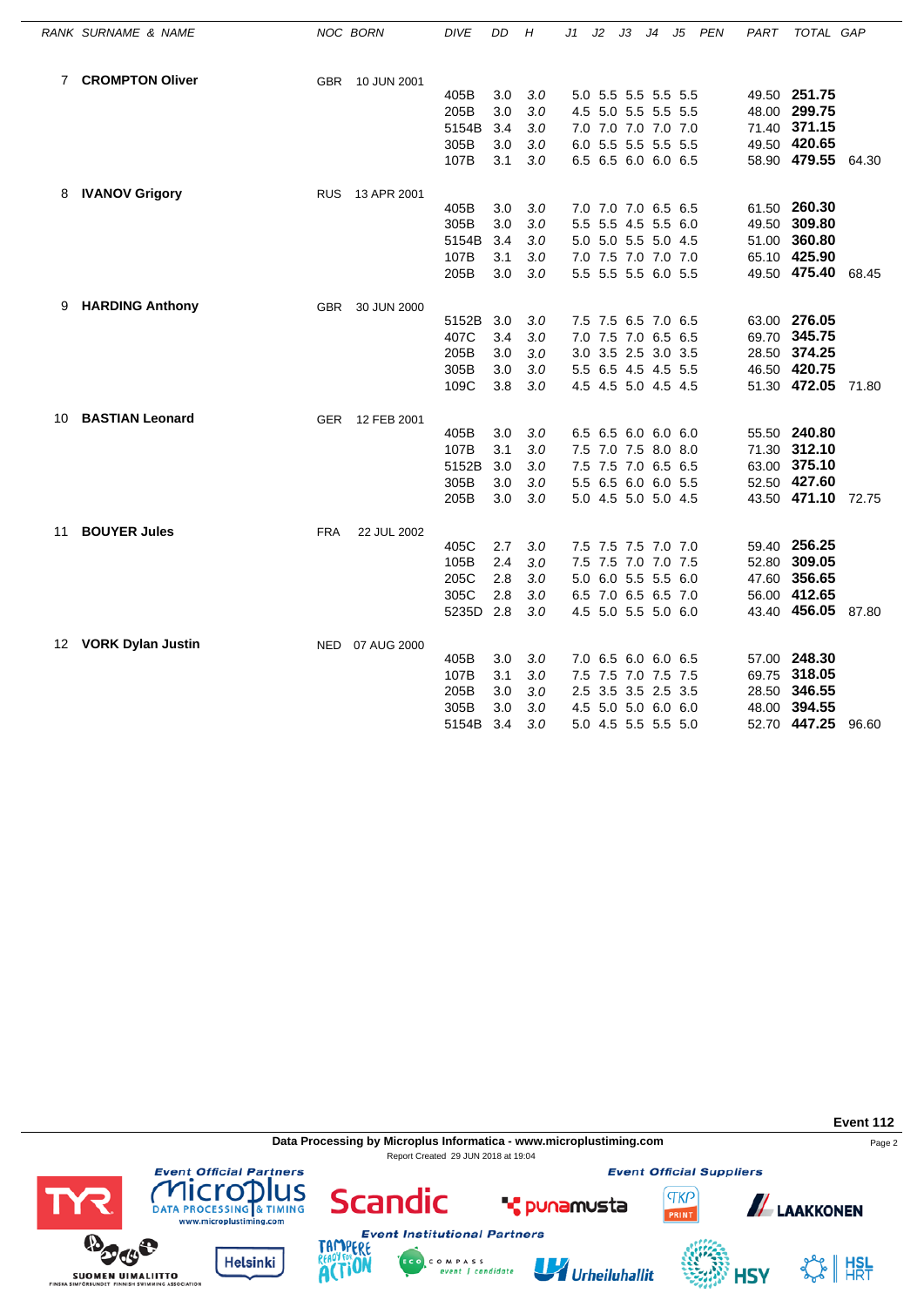| RANK | SURNAME & NAME | NOC | BORN | DIVE | DD | H | J1 | J2 | J3 | J4 | J5 | PEN | PART | TOTAL | GAP |
|---|---|---|---|---|---|---|---|---|---|---|---|---|---|---|---|
| 7 | **CROMPTON Oliver** | GBR | 10 JUN 2001 | | | | | | | | | | | | |
| | | | | 405B | 3.0 | 3.0 | 5.0 | 5.5 | 5.5 | 5.5 | 5.5 | | 49.50 | **251.75** | |
| | | | | 205B | 3.0 | 3.0 | 4.5 | 5.0 | 5.5 | 5.5 | 5.5 | | 48.00 | **299.75** | |
| | | | | 5154B | 3.4 | 3.0 | 7.0 | 7.0 | 7.0 | 7.0 | 7.0 | | 71.40 | **371.15** | |
| | | | | 305B | 3.0 | 3.0 | 6.0 | 5.5 | 5.5 | 5.5 | 5.5 | | 49.50 | **420.65** | |
| | | | | 107B | 3.1 | 3.0 | 6.5 | 6.5 | 6.0 | 6.0 | 6.5 | | 58.90 | **479.55** | 64.30 |
| 8 | **IVANOV Grigory** | RUS | 13 APR 2001 | | | | | | | | | | | | |
| | | | | 405B | 3.0 | 3.0 | 7.0 | 7.0 | 7.0 | 6.5 | 6.5 | | 61.50 | **260.30** | |
| | | | | 305B | 3.0 | 3.0 | 5.5 | 5.5 | 4.5 | 5.5 | 6.0 | | 49.50 | **309.80** | |
| | | | | 5154B | 3.4 | 3.0 | 5.0 | 5.0 | 5.5 | 5.0 | 4.5 | | 51.00 | **360.80** | |
| | | | | 107B | 3.1 | 3.0 | 7.0 | 7.5 | 7.0 | 7.0 | 7.0 | | 65.10 | **425.90** | |
| | | | | 205B | 3.0 | 3.0 | 5.5 | 5.5 | 5.5 | 6.0 | 5.5 | | 49.50 | **475.40** | 68.45 |
| 9 | **HARDING Anthony** | GBR | 30 JUN 2000 | | | | | | | | | | | | |
| | | | | 5152B | 3.0 | 3.0 | 7.5 | 7.5 | 6.5 | 7.0 | 6.5 | | 63.00 | **276.05** | |
| | | | | 407C | 3.4 | 3.0 | 7.0 | 7.5 | 7.0 | 6.5 | 6.5 | | 69.70 | **345.75** | |
| | | | | 205B | 3.0 | 3.0 | 3.0 | 3.5 | 2.5 | 3.0 | 3.5 | | 28.50 | **374.25** | |
| | | | | 305B | 3.0 | 3.0 | 5.5 | 6.5 | 4.5 | 4.5 | 5.5 | | 46.50 | **420.75** | |
| | | | | 109C | 3.8 | 3.0 | 4.5 | 4.5 | 5.0 | 4.5 | 4.5 | | 51.30 | **472.05** | 71.80 |
| 10 | **BASTIAN Leonard** | GER | 12 FEB 2001 | | | | | | | | | | | | |
| | | | | 405B | 3.0 | 3.0 | 6.5 | 6.5 | 6.0 | 6.0 | 6.0 | | 55.50 | **240.80** | |
| | | | | 107B | 3.1 | 3.0 | 7.5 | 7.0 | 7.5 | 8.0 | 8.0 | | 71.30 | **312.10** | |
| | | | | 5152B | 3.0 | 3.0 | 7.5 | 7.5 | 7.0 | 6.5 | 6.5 | | 63.00 | **375.10** | |
| | | | | 305B | 3.0 | 3.0 | 5.5 | 6.5 | 6.0 | 6.0 | 5.5 | | 52.50 | **427.60** | |
| | | | | 205B | 3.0 | 3.0 | 5.0 | 4.5 | 5.0 | 5.0 | 4.5 | | 43.50 | **471.10** | 72.75 |
| 11 | **BOUYER Jules** | FRA | 22 JUL 2002 | | | | | | | | | | | | |
| | | | | 405C | 2.7 | 3.0 | 7.5 | 7.5 | 7.5 | 7.0 | 7.0 | | 59.40 | **256.25** | |
| | | | | 105B | 2.4 | 3.0 | 7.5 | 7.5 | 7.0 | 7.0 | 7.5 | | 52.80 | **309.05** | |
| | | | | 205C | 2.8 | 3.0 | 5.0 | 6.0 | 5.5 | 5.5 | 6.0 | | 47.60 | **356.65** | |
| | | | | 305C | 2.8 | 3.0 | 6.5 | 7.0 | 6.5 | 6.5 | 7.0 | | 56.00 | **412.65** | |
| | | | | 5235D | 2.8 | 3.0 | 4.5 | 5.0 | 5.5 | 5.0 | 6.0 | | 43.40 | **456.05** | 87.80 |
| 12 | **VORK Dylan Justin** | NED | 07 AUG 2000 | | | | | | | | | | | | |
| | | | | 405B | 3.0 | 3.0 | 7.0 | 6.5 | 6.0 | 6.0 | 6.5 | | 57.00 | **248.30** | |
| | | | | 107B | 3.1 | 3.0 | 7.5 | 7.5 | 7.0 | 7.5 | 7.5 | | 69.75 | **318.05** | |
| | | | | 205B | 3.0 | 3.0 | 2.5 | 3.5 | 3.5 | 2.5 | 3.5 | | 28.50 | **346.55** | |
| | | | | 305B | 3.0 | 3.0 | 4.5 | 5.0 | 5.0 | 6.0 | 6.0 | | 48.00 | **394.55** | |
| | | | | 5154B | 3.4 | 3.0 | 5.0 | 4.5 | 5.5 | 5.5 | 5.0 | | 52.70 | **447.25** | 96.60 |

**Event 112**

**Data Processing by Microplus Informatica - www.microplustiming.com**

Report Created 29 JUN 2018 at 19:04

*Event Official Partners* — *Event Official Suppliers* — *Event Institutional Partners*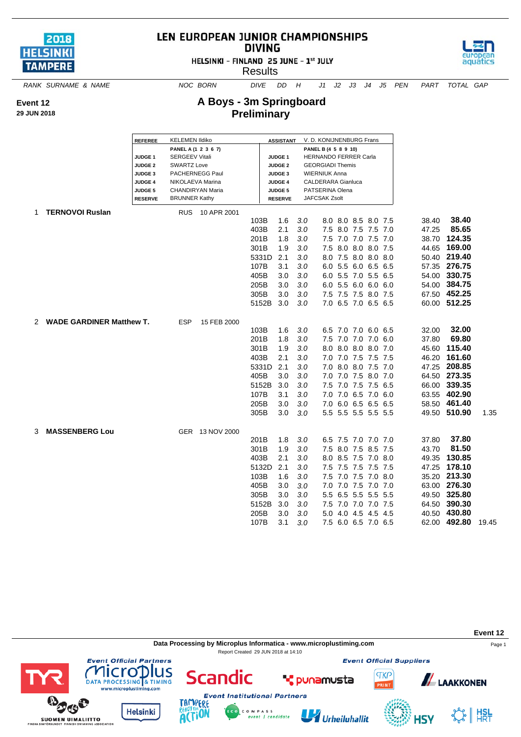# LEN EUROPEAN JUNIOR CHAMPIONSHIPS DIVING

HELSINKI - FINLAND 25 JUNE - 1st JULY

Results

**Event 12**
**29 JUN 2018**

## A Boys - 3m Springboard
## Preliminary

| REFEREE | KELEMEN Ildiko | ASSISTANT | V. D. KONIJNENBURG Frans |
|---|---|---|---|
| | PANEL A (1 2 3 6 7) | | PANEL B (4 5 8 9 10) |
| JUDGE 1 | SERGEEV Vitali | JUDGE 1 | HERNANDO FERRER Carla |
| JUDGE 2 | SWARTZ Love | JUDGE 2 | GEORGIADI Themis |
| JUDGE 3 | PACHERNEGG Paul | JUDGE 3 | WIERNIUK Anna |
| JUDGE 4 | NIKOLAEVA Marina | JUDGE 4 | CALDERARA Gianluca |
| JUDGE 5 | CHANDIRYAN Maria | JUDGE 5 | PATSERINA Olena |
| RESERVE | BRUNNER Kathy | RESERVE | JAFCSAK Zsolt |

| RANK | SURNAME & NAME | NOC | BORN | DIVE | DD | H | J1 | J2 | J3 | J4 | J5 | PEN | PART | TOTAL | GAP |
|---|---|---|---|---|---|---|---|---|---|---|---|---|---|---|---|
| 1 | **TERNOVOI Ruslan** | RUS | 10 APR 2001 | | | | | | | | | | | | |
| | | | | 103B | 1.6 | 3.0 | 8.0 | 8.0 | 8.5 | 8.0 | 7.5 | | 38.40 | **38.40** | |
| | | | | 403B | 2.1 | 3.0 | 7.5 | 8.0 | 7.5 | 7.5 | 7.0 | | 47.25 | **85.65** | |
| | | | | 201B | 1.8 | 3.0 | 7.5 | 7.0 | 7.0 | 7.5 | 7.0 | | 38.70 | **124.35** | |
| | | | | 301B | 1.9 | 3.0 | 7.5 | 8.0 | 8.0 | 8.0 | 7.5 | | 44.65 | **169.00** | |
| | | | | 5331D | 2.1 | 3.0 | 8.0 | 7.5 | 8.0 | 8.0 | 8.0 | | 50.40 | **219.40** | |
| | | | | 107B | 3.1 | 3.0 | 6.0 | 5.5 | 6.0 | 6.5 | 6.5 | | 57.35 | **276.75** | |
| | | | | 405B | 3.0 | 3.0 | 6.0 | 5.5 | 7.0 | 5.5 | 6.5 | | 54.00 | **330.75** | |
| | | | | 205B | 3.0 | 3.0 | 6.0 | 5.5 | 6.0 | 6.0 | 6.0 | | 54.00 | **384.75** | |
| | | | | 305B | 3.0 | 3.0 | 7.5 | 7.5 | 7.5 | 8.0 | 7.5 | | 67.50 | **452.25** | |
| | | | | 5152B | 3.0 | 3.0 | 7.0 | 6.5 | 7.0 | 6.5 | 6.5 | | 60.00 | **512.25** | |
| 2 | **WADE GARDINER Matthew T.** | ESP | 15 FEB 2000 | | | | | | | | | | | | |
| | | | | 103B | 1.6 | 3.0 | 6.5 | 7.0 | 7.0 | 6.0 | 6.5 | | 32.00 | **32.00** | |
| | | | | 201B | 1.8 | 3.0 | 7.5 | 7.0 | 7.0 | 7.0 | 6.0 | | 37.80 | **69.80** | |
| | | | | 301B | 1.9 | 3.0 | 8.0 | 8.0 | 8.0 | 8.0 | 7.0 | | 45.60 | **115.40** | |
| | | | | 403B | 2.1 | 3.0 | 7.0 | 7.0 | 7.5 | 7.5 | 7.5 | | 46.20 | **161.60** | |
| | | | | 5331D | 2.1 | 3.0 | 7.0 | 8.0 | 8.0 | 7.5 | 7.0 | | 47.25 | **208.85** | |
| | | | | 405B | 3.0 | 3.0 | 7.0 | 7.0 | 7.5 | 8.0 | 7.0 | | 64.50 | **273.35** | |
| | | | | 5152B | 3.0 | 3.0 | 7.5 | 7.0 | 7.5 | 7.5 | 6.5 | | 66.00 | **339.35** | |
| | | | | 107B | 3.1 | 3.0 | 7.0 | 7.0 | 6.5 | 7.0 | 6.0 | | 63.55 | **402.90** | |
| | | | | 205B | 3.0 | 3.0 | 7.0 | 6.0 | 6.5 | 6.5 | 6.5 | | 58.50 | **461.40** | |
| | | | | 305B | 3.0 | 3.0 | 5.5 | 5.5 | 5.5 | 5.5 | 5.5 | | 49.50 | **510.90** | 1.35 |
| 3 | **MASSENBERG Lou** | GER | 13 NOV 2000 | | | | | | | | | | | | |
| | | | | 201B | 1.8 | 3.0 | 6.5 | 7.5 | 7.0 | 7.0 | 7.0 | | 37.80 | **37.80** | |
| | | | | 301B | 1.9 | 3.0 | 7.5 | 8.0 | 7.5 | 8.5 | 7.5 | | 43.70 | **81.50** | |
| | | | | 403B | 2.1 | 3.0 | 8.0 | 8.5 | 7.5 | 7.0 | 8.0 | | 49.35 | **130.85** | |
| | | | | 5132D | 2.1 | 3.0 | 7.5 | 7.5 | 7.5 | 7.5 | 7.5 | | 47.25 | **178.10** | |
| | | | | 103B | 1.6 | 3.0 | 7.5 | 7.0 | 7.5 | 7.0 | 8.0 | | 35.20 | **213.30** | |
| | | | | 405B | 3.0 | 3.0 | 7.0 | 7.0 | 7.5 | 7.0 | 7.0 | | 63.00 | **276.30** | |
| | | | | 305B | 3.0 | 3.0 | 5.5 | 6.5 | 5.5 | 5.5 | 5.5 | | 49.50 | **325.80** | |
| | | | | 5152B | 3.0 | 3.0 | 7.5 | 7.0 | 7.0 | 7.0 | 7.5 | | 64.50 | **390.30** | |
| | | | | 205B | 3.0 | 3.0 | 5.0 | 4.0 | 4.5 | 4.5 | 4.5 | | 40.50 | **430.80** | |
| | | | | 107B | 3.1 | 3.0 | 7.5 | 6.0 | 6.5 | 7.0 | 6.5 | | 62.00 | **492.80** | 19.45 |

Data Processing by Microplus Informatica - www.microplustiming.com

Report Created 29 JUN 2018 at 14:10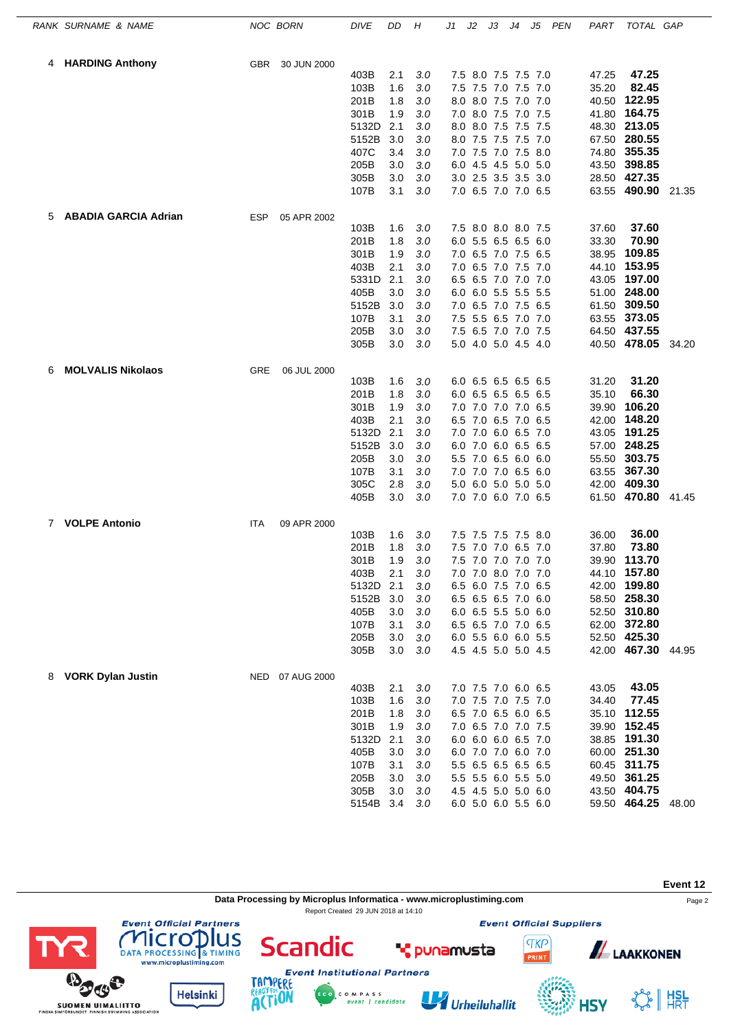| RANK | SURNAME & NAME | NOC | BORN | DIVE | DD | H | J1 | J2 | J3 | J4 | J5 | PEN | PART | TOTAL | GAP |
|---|---|---|---|---|---|---|---|---|---|---|---|---|---|---|---|
| 4 | **HARDING Anthony** | GBR | 30 JUN 2000 | | | | | | | | | | | | |
| | | | | 403B | 2.1 | 3.0 | 7.5 | 8.0 | 7.5 | 7.5 | 7.0 | | 47.25 | **47.25** | |
| | | | | 103B | 1.6 | 3.0 | 7.5 | 7.5 | 7.0 | 7.5 | 7.0 | | 35.20 | **82.45** | |
| | | | | 201B | 1.8 | 3.0 | 8.0 | 8.0 | 7.5 | 7.0 | 7.0 | | 40.50 | **122.95** | |
| | | | | 301B | 1.9 | 3.0 | 7.0 | 8.0 | 7.5 | 7.0 | 7.5 | | 41.80 | **164.75** | |
| | | | | 5132D | 2.1 | 3.0 | 8.0 | 8.0 | 7.5 | 7.5 | 7.5 | | 48.30 | **213.05** | |
| | | | | 5152B | 3.0 | 3.0 | 8.0 | 7.5 | 7.5 | 7.5 | 7.0 | | 67.50 | **280.55** | |
| | | | | 407C | 3.4 | 3.0 | 7.0 | 7.5 | 7.0 | 7.5 | 8.0 | | 74.80 | **355.35** | |
| | | | | 205B | 3.0 | 3.0 | 6.0 | 4.5 | 4.5 | 5.0 | 5.0 | | 43.50 | **398.85** | |
| | | | | 305B | 3.0 | 3.0 | 3.0 | 2.5 | 3.5 | 3.5 | 3.0 | | 28.50 | **427.35** | |
| | | | | 107B | 3.1 | 3.0 | 7.0 | 6.5 | 7.0 | 7.0 | 6.5 | | 63.55 | **490.90** | 21.35 |
| 5 | **ABADIA GARCIA Adrian** | ESP | 05 APR 2002 | | | | | | | | | | | | |
| | | | | 103B | 1.6 | 3.0 | 7.5 | 8.0 | 8.0 | 8.0 | 7.5 | | 37.60 | **37.60** | |
| | | | | 201B | 1.8 | 3.0 | 6.0 | 5.5 | 6.5 | 6.5 | 6.0 | | 33.30 | **70.90** | |
| | | | | 301B | 1.9 | 3.0 | 7.0 | 6.5 | 7.0 | 7.5 | 6.5 | | 38.95 | **109.85** | |
| | | | | 403B | 2.1 | 3.0 | 7.0 | 6.5 | 7.0 | 7.5 | 7.0 | | 44.10 | **153.95** | |
| | | | | 5331D | 2.1 | 3.0 | 6.5 | 6.5 | 7.0 | 7.0 | 7.0 | | 43.05 | **197.00** | |
| | | | | 405B | 3.0 | 3.0 | 6.0 | 6.0 | 5.5 | 5.5 | 5.5 | | 51.00 | **248.00** | |
| | | | | 5152B | 3.0 | 3.0 | 7.0 | 6.5 | 7.0 | 7.5 | 6.5 | | 61.50 | **309.50** | |
| | | | | 107B | 3.1 | 3.0 | 7.5 | 5.5 | 6.5 | 7.0 | 7.0 | | 63.55 | **373.05** | |
| | | | | 205B | 3.0 | 3.0 | 7.5 | 6.5 | 7.0 | 7.0 | 7.5 | | 64.50 | **437.55** | |
| | | | | 305B | 3.0 | 3.0 | 5.0 | 4.0 | 5.0 | 4.5 | 4.0 | | 40.50 | **478.05** | 34.20 |
| 6 | **MOLVALIS Nikolaos** | GRE | 06 JUL 2000 | | | | | | | | | | | | |
| | | | | 103B | 1.6 | 3.0 | 6.0 | 6.5 | 6.5 | 6.5 | 6.5 | | 31.20 | **31.20** | |
| | | | | 201B | 1.8 | 3.0 | 6.0 | 6.5 | 6.5 | 6.5 | 6.5 | | 35.10 | **66.30** | |
| | | | | 301B | 1.9 | 3.0 | 7.0 | 7.0 | 7.0 | 7.0 | 6.5 | | 39.90 | **106.20** | |
| | | | | 403B | 2.1 | 3.0 | 6.5 | 7.0 | 6.5 | 7.0 | 6.5 | | 42.00 | **148.20** | |
| | | | | 5132D | 2.1 | 3.0 | 7.0 | 7.0 | 6.0 | 6.5 | 7.0 | | 43.05 | **191.25** | |
| | | | | 5152B | 3.0 | 3.0 | 6.0 | 7.0 | 6.0 | 6.5 | 6.5 | | 57.00 | **248.25** | |
| | | | | 205B | 3.0 | 3.0 | 5.5 | 7.0 | 6.5 | 6.0 | 6.0 | | 55.50 | **303.75** | |
| | | | | 107B | 3.1 | 3.0 | 7.0 | 7.0 | 7.0 | 6.5 | 6.0 | | 63.55 | **367.30** | |
| | | | | 305C | 2.8 | 3.0 | 5.0 | 6.0 | 5.0 | 5.0 | 5.0 | | 42.00 | **409.30** | |
| | | | | 405B | 3.0 | 3.0 | 7.0 | 7.0 | 6.0 | 7.0 | 6.5 | | 61.50 | **470.80** | 41.45 |
| 7 | **VOLPE Antonio** | ITA | 09 APR 2000 | | | | | | | | | | | | |
| | | | | 103B | 1.6 | 3.0 | 7.5 | 7.5 | 7.5 | 7.5 | 8.0 | | 36.00 | **36.00** | |
| | | | | 201B | 1.8 | 3.0 | 7.5 | 7.0 | 7.0 | 6.5 | 7.0 | | 37.80 | **73.80** | |
| | | | | 301B | 1.9 | 3.0 | 7.5 | 7.0 | 7.0 | 7.0 | 7.0 | | 39.90 | **113.70** | |
| | | | | 403B | 2.1 | 3.0 | 7.0 | 7.0 | 8.0 | 7.0 | 7.0 | | 44.10 | **157.80** | |
| | | | | 5132D | 2.1 | 3.0 | 6.5 | 6.0 | 7.5 | 7.0 | 6.5 | | 42.00 | **199.80** | |
| | | | | 5152B | 3.0 | 3.0 | 6.5 | 6.5 | 6.5 | 7.0 | 6.0 | | 58.50 | **258.30** | |
| | | | | 405B | 3.0 | 3.0 | 6.0 | 6.5 | 5.5 | 5.0 | 6.0 | | 52.50 | **310.80** | |
| | | | | 107B | 3.1 | 3.0 | 6.5 | 6.5 | 7.0 | 7.0 | 6.5 | | 62.00 | **372.80** | |
| | | | | 205B | 3.0 | 3.0 | 6.0 | 5.5 | 6.0 | 6.0 | 5.5 | | 52.50 | **425.30** | |
| | | | | 305B | 3.0 | 3.0 | 4.5 | 4.5 | 5.0 | 5.0 | 4.5 | | 42.00 | **467.30** | 44.95 |
| 8 | **VORK Dylan Justin** | NED | 07 AUG 2000 | | | | | | | | | | | | |
| | | | | 403B | 2.1 | 3.0 | 7.0 | 7.5 | 7.0 | 6.0 | 6.5 | | 43.05 | **43.05** | |
| | | | | 103B | 1.6 | 3.0 | 7.0 | 7.5 | 7.0 | 7.5 | 7.0 | | 34.40 | **77.45** | |
| | | | | 201B | 1.8 | 3.0 | 6.5 | 7.0 | 6.5 | 6.0 | 6.5 | | 35.10 | **112.55** | |
| | | | | 301B | 1.9 | 3.0 | 7.0 | 6.5 | 7.0 | 7.0 | 7.5 | | 39.90 | **152.45** | |
| | | | | 5132D | 2.1 | 3.0 | 6.0 | 6.0 | 6.0 | 6.5 | 7.0 | | 38.85 | **191.30** | |
| | | | | 405B | 3.0 | 3.0 | 6.0 | 7.0 | 7.0 | 6.0 | 7.0 | | 60.00 | **251.30** | |
| | | | | 107B | 3.1 | 3.0 | 5.5 | 6.5 | 6.5 | 6.5 | 6.5 | | 60.45 | **311.75** | |
| | | | | 205B | 3.0 | 3.0 | 5.5 | 5.5 | 6.0 | 5.5 | 5.0 | | 49.50 | **361.25** | |
| | | | | 305B | 3.0 | 3.0 | 4.5 | 4.5 | 5.0 | 5.0 | 6.0 | | 43.50 | **404.75** | |
| | | | | 5154B | 3.4 | 3.0 | 6.0 | 5.0 | 6.0 | 5.5 | 6.0 | | 59.50 | **464.25** | 48.00 |

**Event 12**

**Data Processing by Microplus Informatica - www.microplustiming.com**

Report Created 29 JUN 2018 at 14:10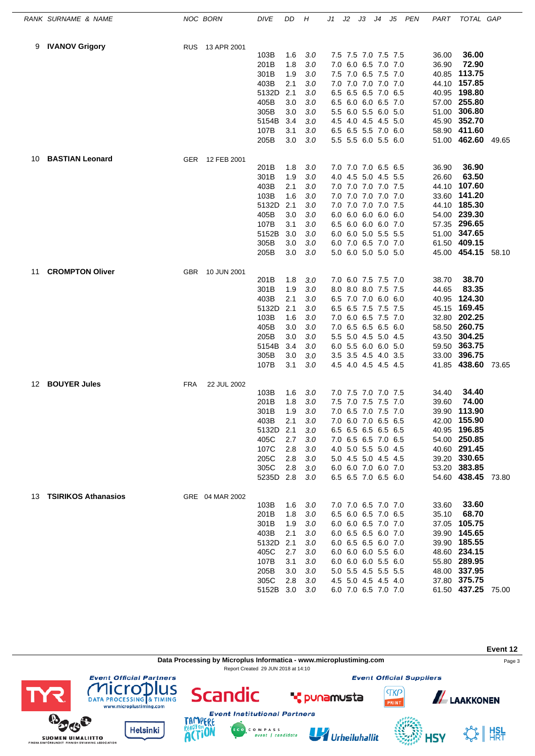| RANK | SURNAME & NAME | NOC | BORN | DIVE | DD | H | J1 | J2 | J3 | J4 | J5 | PEN | PART | TOTAL | GAP |
|---|---|---|---|---|---|---|---|---|---|---|---|---|---|---|---|
| 9 | **IVANOV Grigory** | RUS | 13 APR 2001 | | | | | | | | | | | | |
| | | | | 103B | 1.6 | 3.0 | 7.5 | 7.5 | 7.0 | 7.5 | 7.5 | | 36.00 | **36.00** | |
| | | | | 201B | 1.8 | 3.0 | 7.0 | 6.0 | 6.5 | 7.0 | 7.0 | | 36.90 | **72.90** | |
| | | | | 301B | 1.9 | 3.0 | 7.5 | 7.0 | 6.5 | 7.5 | 7.0 | | 40.85 | **113.75** | |
| | | | | 403B | 2.1 | 3.0 | 7.0 | 7.0 | 7.0 | 7.0 | 7.0 | | 44.10 | **157.85** | |
| | | | | 5132D | 2.1 | 3.0 | 6.5 | 6.5 | 6.5 | 7.0 | 6.5 | | 40.95 | **198.80** | |
| | | | | 405B | 3.0 | 3.0 | 6.5 | 6.0 | 6.0 | 6.5 | 7.0 | | 57.00 | **255.80** | |
| | | | | 305B | 3.0 | 3.0 | 5.5 | 6.0 | 5.5 | 6.0 | 5.0 | | 51.00 | **306.80** | |
| | | | | 5154B | 3.4 | 3.0 | 4.5 | 4.0 | 4.5 | 4.5 | 5.0 | | 45.90 | **352.70** | |
| | | | | 107B | 3.1 | 3.0 | 6.5 | 6.5 | 5.5 | 7.0 | 6.0 | | 58.90 | **411.60** | |
| | | | | 205B | 3.0 | 3.0 | 5.5 | 5.5 | 6.0 | 5.5 | 6.0 | | 51.00 | **462.60** | 49.65 |
| 10 | **BASTIAN Leonard** | GER | 12 FEB 2001 | | | | | | | | | | | | |
| | | | | 201B | 1.8 | 3.0 | 7.0 | 7.0 | 7.0 | 6.5 | 6.5 | | 36.90 | **36.90** | |
| | | | | 301B | 1.9 | 3.0 | 4.0 | 4.5 | 5.0 | 4.5 | 5.5 | | 26.60 | **63.50** | |
| | | | | 403B | 2.1 | 3.0 | 7.0 | 7.0 | 7.0 | 7.0 | 7.5 | | 44.10 | **107.60** | |
| | | | | 103B | 1.6 | 3.0 | 7.0 | 7.0 | 7.0 | 7.0 | 7.0 | | 33.60 | **141.20** | |
| | | | | 5132D | 2.1 | 3.0 | 7.0 | 7.0 | 7.0 | 7.0 | 7.5 | | 44.10 | **185.30** | |
| | | | | 405B | 3.0 | 3.0 | 6.0 | 6.0 | 6.0 | 6.0 | 6.0 | | 54.00 | **239.30** | |
| | | | | 107B | 3.1 | 3.0 | 6.5 | 6.0 | 6.0 | 6.0 | 7.0 | | 57.35 | **296.65** | |
| | | | | 5152B | 3.0 | 3.0 | 6.0 | 6.0 | 5.0 | 5.5 | 5.5 | | 51.00 | **347.65** | |
| | | | | 305B | 3.0 | 3.0 | 6.0 | 7.0 | 6.5 | 7.0 | 7.0 | | 61.50 | **409.15** | |
| | | | | 205B | 3.0 | 3.0 | 5.0 | 6.0 | 5.0 | 5.0 | 5.0 | | 45.00 | **454.15** | 58.10 |
| 11 | **CROMPTON Oliver** | GBR | 10 JUN 2001 | | | | | | | | | | | | |
| | | | | 201B | 1.8 | 3.0 | 7.0 | 6.0 | 7.5 | 7.5 | 7.0 | | 38.70 | **38.70** | |
| | | | | 301B | 1.9 | 3.0 | 8.0 | 8.0 | 8.0 | 7.5 | 7.5 | | 44.65 | **83.35** | |
| | | | | 403B | 2.1 | 3.0 | 6.5 | 7.0 | 7.0 | 6.0 | 6.0 | | 40.95 | **124.30** | |
| | | | | 5132D | 2.1 | 3.0 | 6.5 | 6.5 | 7.5 | 7.5 | 7.5 | | 45.15 | **169.45** | |
| | | | | 103B | 1.6 | 3.0 | 7.0 | 6.0 | 6.5 | 7.5 | 7.0 | | 32.80 | **202.25** | |
| | | | | 405B | 3.0 | 3.0 | 7.0 | 6.5 | 6.5 | 6.5 | 6.0 | | 58.50 | **260.75** | |
| | | | | 205B | 3.0 | 3.0 | 5.5 | 5.0 | 4.5 | 5.0 | 4.5 | | 43.50 | **304.25** | |
| | | | | 5154B | 3.4 | 3.0 | 6.0 | 5.5 | 6.0 | 6.0 | 5.0 | | 59.50 | **363.75** | |
| | | | | 305B | 3.0 | 3.0 | 3.5 | 3.5 | 4.5 | 4.0 | 3.5 | | 33.00 | **396.75** | |
| | | | | 107B | 3.1 | 3.0 | 4.5 | 4.0 | 4.5 | 4.5 | 4.5 | | 41.85 | **438.60** | 73.65 |
| 12 | **BOUYER Jules** | FRA | 22 JUL 2002 | | | | | | | | | | | | |
| | | | | 103B | 1.6 | 3.0 | 7.0 | 7.5 | 7.0 | 7.0 | 7.5 | | 34.40 | **34.40** | |
| | | | | 201B | 1.8 | 3.0 | 7.5 | 7.0 | 7.5 | 7.5 | 7.0 | | 39.60 | **74.00** | |
| | | | | 301B | 1.9 | 3.0 | 7.0 | 6.5 | 7.0 | 7.5 | 7.0 | | 39.90 | **113.90** | |
| | | | | 403B | 2.1 | 3.0 | 7.0 | 6.0 | 7.0 | 6.5 | 6.5 | | 42.00 | **155.90** | |
| | | | | 5132D | 2.1 | 3.0 | 6.5 | 6.5 | 6.5 | 6.5 | 6.5 | | 40.95 | **196.85** | |
| | | | | 405C | 2.7 | 3.0 | 7.0 | 6.5 | 6.5 | 7.0 | 6.5 | | 54.00 | **250.85** | |
| | | | | 107C | 2.8 | 3.0 | 4.0 | 5.0 | 5.5 | 5.0 | 4.5 | | 40.60 | **291.45** | |
| | | | | 205C | 2.8 | 3.0 | 5.0 | 4.5 | 5.0 | 4.5 | 4.5 | | 39.20 | **330.65** | |
| | | | | 305C | 2.8 | 3.0 | 6.0 | 6.0 | 7.0 | 6.0 | 7.0 | | 53.20 | **383.85** | |
| | | | | 5235D | 2.8 | 3.0 | 6.5 | 6.5 | 7.0 | 6.5 | 6.0 | | 54.60 | **438.45** | 73.80 |
| 13 | **TSIRIKOS Athanasios** | GRE | 04 MAR 2002 | | | | | | | | | | | | |
| | | | | 103B | 1.6 | 3.0 | 7.0 | 7.0 | 6.5 | 7.0 | 7.0 | | 33.60 | **33.60** | |
| | | | | 201B | 1.8 | 3.0 | 6.5 | 6.0 | 6.5 | 7.0 | 6.5 | | 35.10 | **68.70** | |
| | | | | 301B | 1.9 | 3.0 | 6.0 | 6.0 | 6.5 | 7.0 | 7.0 | | 37.05 | **105.75** | |
| | | | | 403B | 2.1 | 3.0 | 6.0 | 6.5 | 6.5 | 6.0 | 7.0 | | 39.90 | **145.65** | |
| | | | | 5132D | 2.1 | 3.0 | 6.0 | 6.5 | 6.5 | 6.0 | 7.0 | | 39.90 | **185.55** | |
| | | | | 405C | 2.7 | 3.0 | 6.0 | 6.0 | 6.0 | 5.5 | 6.0 | | 48.60 | **234.15** | |
| | | | | 107B | 3.1 | 3.0 | 6.0 | 6.0 | 6.0 | 5.5 | 6.0 | | 55.80 | **289.95** | |
| | | | | 205B | 3.0 | 3.0 | 5.0 | 5.5 | 4.5 | 5.5 | 5.5 | | 48.00 | **337.95** | |
| | | | | 305C | 2.8 | 3.0 | 4.5 | 5.0 | 4.5 | 4.5 | 4.0 | | 37.80 | **375.75** | |
| | | | | 5152B | 3.0 | 3.0 | 6.0 | 7.0 | 6.5 | 7.0 | 7.0 | | 61.50 | **437.25** | 75.00 |

**Event 12**

Data Processing by Microplus Informatica - www.microplustiming.com

Report Created 29 JUN 2018 at 14:10

Event Official Partners — Event Official Suppliers — Event Institutional Partners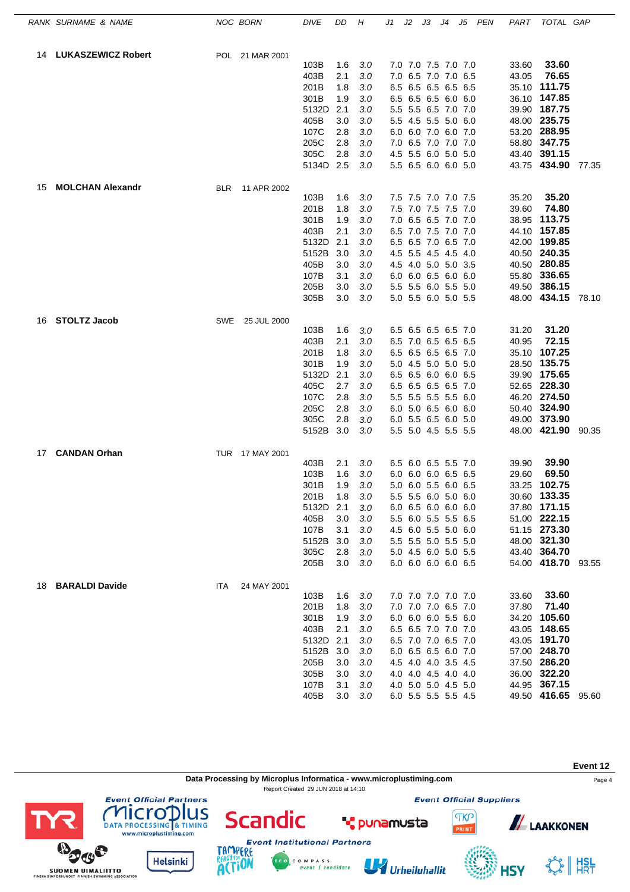| RANK | SURNAME & NAME | NOC | BORN | DIVE | DD | H | J1 | J2 | J3 | J4 | J5 | PEN | PART | TOTAL | GAP |
|---|---|---|---|---|---|---|---|---|---|---|---|---|---|---|---|
| 14 | **LUKASZEWICZ Robert** | POL | 21 MAR 2001 | | | | | | | | | | | | |
| | | | | 103B | 1.6 | 3.0 | 7.0 | 7.0 | 7.5 | 7.0 | 7.0 | | 33.60 | **33.60** | |
| | | | | 403B | 2.1 | 3.0 | 7.0 | 6.5 | 7.0 | 7.0 | 6.5 | | 43.05 | **76.65** | |
| | | | | 201B | 1.8 | 3.0 | 6.5 | 6.5 | 6.5 | 6.5 | 6.5 | | 35.10 | **111.75** | |
| | | | | 301B | 1.9 | 3.0 | 6.5 | 6.5 | 6.5 | 6.0 | 6.0 | | 36.10 | **147.85** | |
| | | | | 5132D | 2.1 | 3.0 | 5.5 | 5.5 | 6.5 | 7.0 | 7.0 | | 39.90 | **187.75** | |
| | | | | 405B | 3.0 | 3.0 | 5.5 | 4.5 | 5.5 | 5.0 | 6.0 | | 48.00 | **235.75** | |
| | | | | 107C | 2.8 | 3.0 | 6.0 | 6.0 | 7.0 | 6.0 | 7.0 | | 53.20 | **288.95** | |
| | | | | 205C | 2.8 | 3.0 | 7.0 | 6.5 | 7.0 | 7.0 | 7.0 | | 58.80 | **347.75** | |
| | | | | 305C | 2.8 | 3.0 | 4.5 | 5.5 | 6.0 | 5.0 | 5.0 | | 43.40 | **391.15** | |
| | | | | 5134D | 2.5 | 3.0 | 5.5 | 6.5 | 6.0 | 6.0 | 5.0 | | 43.75 | **434.90** | 77.35 |
| 15 | **MOLCHAN Alexandr** | BLR | 11 APR 2002 | | | | | | | | | | | | |
| | | | | 103B | 1.6 | 3.0 | 7.5 | 7.5 | 7.0 | 7.0 | 7.5 | | 35.20 | **35.20** | |
| | | | | 201B | 1.8 | 3.0 | 7.5 | 7.0 | 7.5 | 7.5 | 7.0 | | 39.60 | **74.80** | |
| | | | | 301B | 1.9 | 3.0 | 7.0 | 6.5 | 6.5 | 7.0 | 7.0 | | 38.95 | **113.75** | |
| | | | | 403B | 2.1 | 3.0 | 6.5 | 7.0 | 7.5 | 7.0 | 7.0 | | 44.10 | **157.85** | |
| | | | | 5132D | 2.1 | 3.0 | 6.5 | 6.5 | 7.0 | 6.5 | 7.0 | | 42.00 | **199.85** | |
| | | | | 5152B | 3.0 | 3.0 | 4.5 | 5.5 | 4.5 | 4.5 | 4.0 | | 40.50 | **240.35** | |
| | | | | 405B | 3.0 | 3.0 | 4.5 | 4.0 | 5.0 | 5.0 | 3.5 | | 40.50 | **280.85** | |
| | | | | 107B | 3.1 | 3.0 | 6.0 | 6.0 | 6.5 | 6.0 | 6.0 | | 55.80 | **336.65** | |
| | | | | 205B | 3.0 | 3.0 | 5.5 | 5.5 | 6.0 | 5.5 | 5.0 | | 49.50 | **386.15** | |
| | | | | 305B | 3.0 | 3.0 | 5.0 | 5.5 | 6.0 | 5.0 | 5.5 | | 48.00 | **434.15** | 78.10 |
| 16 | **STOLTZ Jacob** | SWE | 25 JUL 2000 | | | | | | | | | | | | |
| | | | | 103B | 1.6 | 3.0 | 6.5 | 6.5 | 6.5 | 6.5 | 7.0 | | 31.20 | **31.20** | |
| | | | | 403B | 2.1 | 3.0 | 6.5 | 7.0 | 6.5 | 6.5 | 6.5 | | 40.95 | **72.15** | |
| | | | | 201B | 1.8 | 3.0 | 6.5 | 6.5 | 6.5 | 6.5 | 7.0 | | 35.10 | **107.25** | |
| | | | | 301B | 1.9 | 3.0 | 5.0 | 4.5 | 5.0 | 5.0 | 5.0 | | 28.50 | **135.75** | |
| | | | | 5132D | 2.1 | 3.0 | 6.5 | 6.5 | 6.0 | 6.0 | 6.5 | | 39.90 | **175.65** | |
| | | | | 405C | 2.7 | 3.0 | 6.5 | 6.5 | 6.5 | 6.5 | 7.0 | | 52.65 | **228.30** | |
| | | | | 107C | 2.8 | 3.0 | 5.5 | 5.5 | 5.5 | 5.5 | 6.0 | | 46.20 | **274.50** | |
| | | | | 205C | 2.8 | 3.0 | 6.0 | 5.0 | 6.5 | 6.0 | 6.0 | | 50.40 | **324.90** | |
| | | | | 305C | 2.8 | 3.0 | 6.0 | 5.5 | 6.5 | 6.0 | 5.0 | | 49.00 | **373.90** | |
| | | | | 5152B | 3.0 | 3.0 | 5.5 | 5.0 | 4.5 | 5.5 | 5.5 | | 48.00 | **421.90** | 90.35 |
| 17 | **CANDAN Orhan** | TUR | 17 MAY 2001 | | | | | | | | | | | | |
| | | | | 403B | 2.1 | 3.0 | 6.5 | 6.0 | 6.5 | 5.5 | 7.0 | | 39.90 | **39.90** | |
| | | | | 103B | 1.6 | 3.0 | 6.0 | 6.0 | 6.0 | 6.5 | 6.5 | | 29.60 | **69.50** | |
| | | | | 301B | 1.9 | 3.0 | 5.0 | 6.0 | 5.5 | 6.0 | 6.5 | | 33.25 | **102.75** | |
| | | | | 201B | 1.8 | 3.0 | 5.5 | 5.5 | 6.0 | 5.0 | 6.0 | | 30.60 | **133.35** | |
| | | | | 5132D | 2.1 | 3.0 | 6.0 | 6.5 | 6.0 | 6.0 | 6.0 | | 37.80 | **171.15** | |
| | | | | 405B | 3.0 | 3.0 | 5.5 | 6.0 | 5.5 | 5.5 | 6.5 | | 51.00 | **222.15** | |
| | | | | 107B | 3.1 | 3.0 | 4.5 | 6.0 | 5.5 | 5.0 | 6.0 | | 51.15 | **273.30** | |
| | | | | 5152B | 3.0 | 3.0 | 5.5 | 5.5 | 5.0 | 5.5 | 5.0 | | 48.00 | **321.30** | |
| | | | | 305C | 2.8 | 3.0 | 5.0 | 4.5 | 6.0 | 5.0 | 5.5 | | 43.40 | **364.70** | |
| | | | | 205B | 3.0 | 3.0 | 6.0 | 6.0 | 6.0 | 6.0 | 6.5 | | 54.00 | **418.70** | 93.55 |
| 18 | **BARALDI Davide** | ITA | 24 MAY 2001 | | | | | | | | | | | | |
| | | | | 103B | 1.6 | 3.0 | 7.0 | 7.0 | 7.0 | 7.0 | 7.0 | | 33.60 | **33.60** | |
| | | | | 201B | 1.8 | 3.0 | 7.0 | 7.0 | 7.0 | 6.5 | 7.0 | | 37.80 | **71.40** | |
| | | | | 301B | 1.9 | 3.0 | 6.0 | 6.0 | 6.0 | 5.5 | 6.0 | | 34.20 | **105.60** | |
| | | | | 403B | 2.1 | 3.0 | 6.5 | 6.5 | 7.0 | 7.0 | 7.0 | | 43.05 | **148.65** | |
| | | | | 5132D | 2.1 | 3.0 | 6.5 | 7.0 | 7.0 | 6.5 | 7.0 | | 43.05 | **191.70** | |
| | | | | 5152B | 3.0 | 3.0 | 6.0 | 6.5 | 6.5 | 6.0 | 7.0 | | 57.00 | **248.70** | |
| | | | | 205B | 3.0 | 3.0 | 4.5 | 4.0 | 4.0 | 3.5 | 4.5 | | 37.50 | **286.20** | |
| | | | | 305B | 3.0 | 3.0 | 4.0 | 4.0 | 4.5 | 4.0 | 4.0 | | 36.00 | **322.20** | |
| | | | | 107B | 3.1 | 3.0 | 4.0 | 5.0 | 5.0 | 4.5 | 5.0 | | 44.95 | **367.15** | |
| | | | | 405B | 3.0 | 3.0 | 6.0 | 5.5 | 5.5 | 5.5 | 4.5 | | 49.50 | **416.65** | 95.60 |

**Event 12**

Data Processing by Microplus Informatica - www.microplustiming.com

Report Created 29 JUN 2018 at 14:10

Event Official Partners — Event Official Suppliers — Event Institutional Partners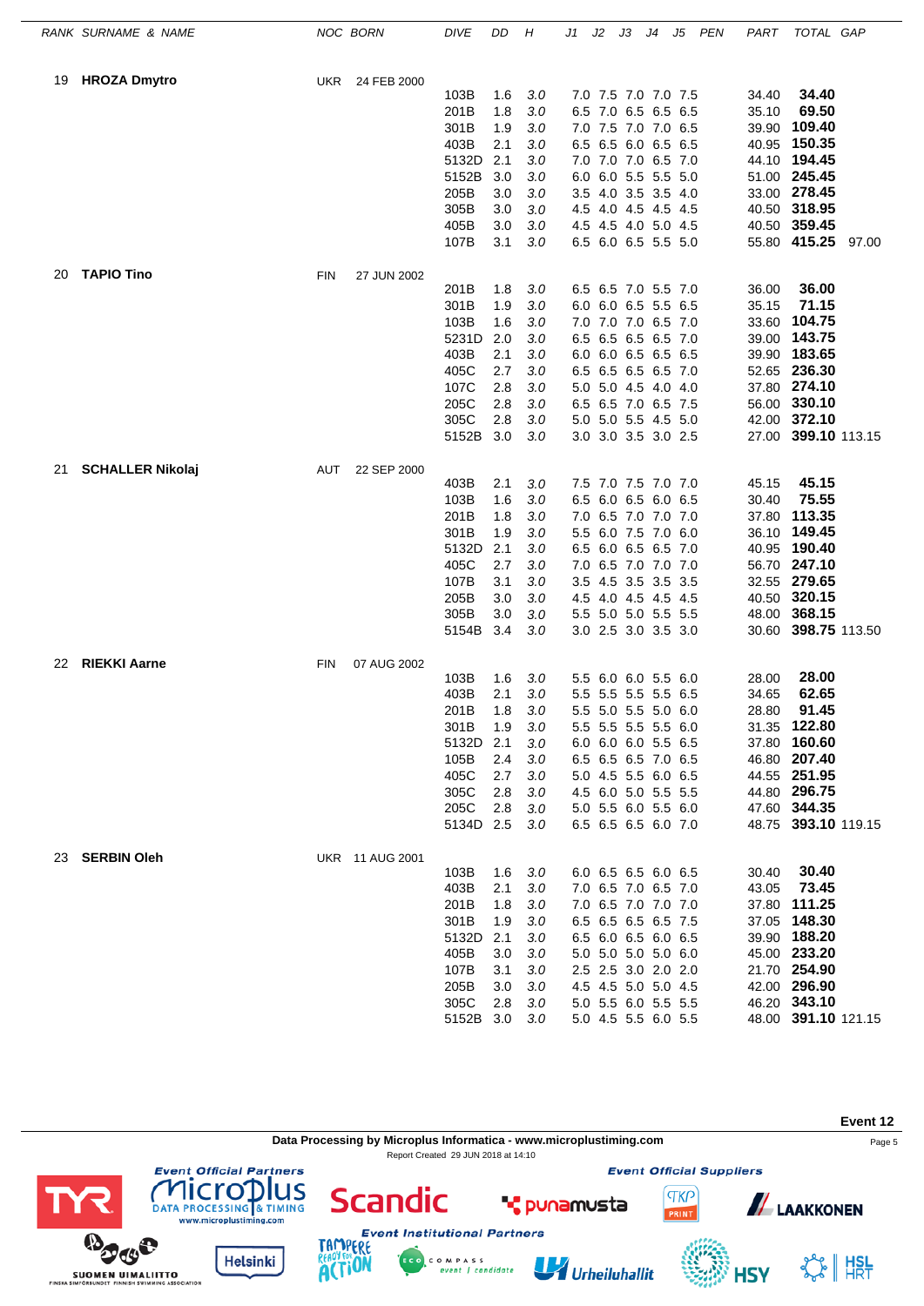| RANK | SURNAME & NAME | NOC | BORN | DIVE | DD | H | J1 | J2 | J3 | J4 | J5 | PEN | PART | TOTAL | GAP |
|---|---|---|---|---|---|---|---|---|---|---|---|---|---|---|---|
| 19 | **HROZA Dmytro** | UKR | 24 FEB 2000 | | | | | | | | | | | | |
| | | | | 103B | 1.6 | 3.0 | 7.0 | 7.5 | 7.0 | 7.0 | 7.5 | | 34.40 | **34.40** | |
| | | | | 201B | 1.8 | 3.0 | 6.5 | 7.0 | 6.5 | 6.5 | 6.5 | | 35.10 | **69.50** | |
| | | | | 301B | 1.9 | 3.0 | 7.0 | 7.5 | 7.0 | 7.0 | 6.5 | | 39.90 | **109.40** | |
| | | | | 403B | 2.1 | 3.0 | 6.5 | 6.5 | 6.0 | 6.5 | 6.5 | | 40.95 | **150.35** | |
| | | | | 5132D | 2.1 | 3.0 | 7.0 | 7.0 | 7.0 | 6.5 | 7.0 | | 44.10 | **194.45** | |
| | | | | 5152B | 3.0 | 3.0 | 6.0 | 6.0 | 5.5 | 5.5 | 5.0 | | 51.00 | **245.45** | |
| | | | | 205B | 3.0 | 3.0 | 3.5 | 4.0 | 3.5 | 3.5 | 4.0 | | 33.00 | **278.45** | |
| | | | | 305B | 3.0 | 3.0 | 4.5 | 4.0 | 4.5 | 4.5 | 4.5 | | 40.50 | **318.95** | |
| | | | | 405B | 3.0 | 3.0 | 4.5 | 4.5 | 4.0 | 5.0 | 4.5 | | 40.50 | **359.45** | |
| | | | | 107B | 3.1 | 3.0 | 6.5 | 6.0 | 6.5 | 5.5 | 5.0 | | 55.80 | **415.25** | 97.00 |
| 20 | **TAPIO Tino** | FIN | 27 JUN 2002 | | | | | | | | | | | | |
| | | | | 201B | 1.8 | 3.0 | 6.5 | 6.5 | 7.0 | 5.5 | 7.0 | | 36.00 | **36.00** | |
| | | | | 301B | 1.9 | 3.0 | 6.0 | 6.0 | 6.5 | 5.5 | 6.5 | | 35.15 | **71.15** | |
| | | | | 103B | 1.6 | 3.0 | 7.0 | 7.0 | 7.0 | 6.5 | 7.0 | | 33.60 | **104.75** | |
| | | | | 5231D | 2.0 | 3.0 | 6.5 | 6.5 | 6.5 | 6.5 | 7.0 | | 39.00 | **143.75** | |
| | | | | 403B | 2.1 | 3.0 | 6.0 | 6.0 | 6.5 | 6.5 | 6.5 | | 39.90 | **183.65** | |
| | | | | 405C | 2.7 | 3.0 | 6.5 | 6.5 | 6.5 | 6.5 | 7.0 | | 52.65 | **236.30** | |
| | | | | 107C | 2.8 | 3.0 | 5.0 | 5.0 | 4.5 | 4.0 | 4.0 | | 37.80 | **274.10** | |
| | | | | 205C | 2.8 | 3.0 | 6.5 | 6.5 | 7.0 | 6.5 | 7.5 | | 56.00 | **330.10** | |
| | | | | 305C | 2.8 | 3.0 | 5.0 | 5.0 | 5.5 | 4.5 | 5.0 | | 42.00 | **372.10** | |
| | | | | 5152B | 3.0 | 3.0 | 3.0 | 3.0 | 3.5 | 3.0 | 2.5 | | 27.00 | **399.10** | 113.15 |
| 21 | **SCHALLER Nikolaj** | AUT | 22 SEP 2000 | | | | | | | | | | | | |
| | | | | 403B | 2.1 | 3.0 | 7.5 | 7.0 | 7.5 | 7.0 | 7.0 | | 45.15 | **45.15** | |
| | | | | 103B | 1.6 | 3.0 | 6.5 | 6.0 | 6.5 | 6.0 | 6.5 | | 30.40 | **75.55** | |
| | | | | 201B | 1.8 | 3.0 | 7.0 | 6.5 | 7.0 | 7.0 | 7.0 | | 37.80 | **113.35** | |
| | | | | 301B | 1.9 | 3.0 | 5.5 | 6.0 | 7.5 | 7.0 | 6.0 | | 36.10 | **149.45** | |
| | | | | 5132D | 2.1 | 3.0 | 6.5 | 6.0 | 6.5 | 6.5 | 7.0 | | 40.95 | **190.40** | |
| | | | | 405C | 2.7 | 3.0 | 7.0 | 6.5 | 7.0 | 7.0 | 7.0 | | 56.70 | **247.10** | |
| | | | | 107B | 3.1 | 3.0 | 3.5 | 4.5 | 3.5 | 3.5 | 3.5 | | 32.55 | **279.65** | |
| | | | | 205B | 3.0 | 3.0 | 4.5 | 4.0 | 4.5 | 4.5 | 4.5 | | 40.50 | **320.15** | |
| | | | | 305B | 3.0 | 3.0 | 5.5 | 5.0 | 5.0 | 5.5 | 5.5 | | 48.00 | **368.15** | |
| | | | | 5154B | 3.4 | 3.0 | 3.0 | 2.5 | 3.0 | 3.5 | 3.0 | | 30.60 | **398.75** | 113.50 |
| 22 | **RIEKKI Aarne** | FIN | 07 AUG 2002 | | | | | | | | | | | | |
| | | | | 103B | 1.6 | 3.0 | 5.5 | 6.0 | 6.0 | 5.5 | 6.0 | | 28.00 | **28.00** | |
| | | | | 403B | 2.1 | 3.0 | 5.5 | 5.5 | 5.5 | 5.5 | 6.5 | | 34.65 | **62.65** | |
| | | | | 201B | 1.8 | 3.0 | 5.5 | 5.0 | 5.5 | 5.0 | 6.0 | | 28.80 | **91.45** | |
| | | | | 301B | 1.9 | 3.0 | 5.5 | 5.5 | 5.5 | 5.5 | 6.0 | | 31.35 | **122.80** | |
| | | | | 5132D | 2.1 | 3.0 | 6.0 | 6.0 | 6.0 | 5.5 | 6.5 | | 37.80 | **160.60** | |
| | | | | 105B | 2.4 | 3.0 | 6.5 | 6.5 | 6.5 | 7.0 | 6.5 | | 46.80 | **207.40** | |
| | | | | 405C | 2.7 | 3.0 | 5.0 | 4.5 | 5.5 | 6.0 | 6.5 | | 44.55 | **251.95** | |
| | | | | 305C | 2.8 | 3.0 | 4.5 | 6.0 | 5.0 | 5.5 | 5.5 | | 44.80 | **296.75** | |
| | | | | 205C | 2.8 | 3.0 | 5.0 | 5.5 | 6.0 | 5.5 | 6.0 | | 47.60 | **344.35** | |
| | | | | 5134D | 2.5 | 3.0 | 6.5 | 6.5 | 6.5 | 6.0 | 7.0 | | 48.75 | **393.10** | 119.15 |
| 23 | **SERBIN Oleh** | UKR | 11 AUG 2001 | | | | | | | | | | | | |
| | | | | 103B | 1.6 | 3.0 | 6.0 | 6.5 | 6.5 | 6.0 | 6.5 | | 30.40 | **30.40** | |
| | | | | 403B | 2.1 | 3.0 | 7.0 | 6.5 | 7.0 | 6.5 | 7.0 | | 43.05 | **73.45** | |
| | | | | 201B | 1.8 | 3.0 | 7.0 | 6.5 | 7.0 | 7.0 | 7.0 | | 37.80 | **111.25** | |
| | | | | 301B | 1.9 | 3.0 | 6.5 | 6.5 | 6.5 | 6.5 | 7.5 | | 37.05 | **148.30** | |
| | | | | 5132D | 2.1 | 3.0 | 6.5 | 6.0 | 6.5 | 6.0 | 6.5 | | 39.90 | **188.20** | |
| | | | | 405B | 3.0 | 3.0 | 5.0 | 5.0 | 5.0 | 5.0 | 6.0 | | 45.00 | **233.20** | |
| | | | | 107B | 3.1 | 3.0 | 2.5 | 2.5 | 3.0 | 2.0 | 2.0 | | 21.70 | **254.90** | |
| | | | | 205B | 3.0 | 3.0 | 4.5 | 4.5 | 5.0 | 5.0 | 4.5 | | 42.00 | **296.90** | |
| | | | | 305C | 2.8 | 3.0 | 5.0 | 5.5 | 6.0 | 5.5 | 5.5 | | 46.20 | **343.10** | |
| | | | | 5152B | 3.0 | 3.0 | 5.0 | 4.5 | 5.5 | 6.0 | 5.5 | | 48.00 | **391.10** | 121.15 |

Event 12

Data Processing by Microplus Informatica - www.microplustiming.com

Report Created 29 JUN 2018 at 14:10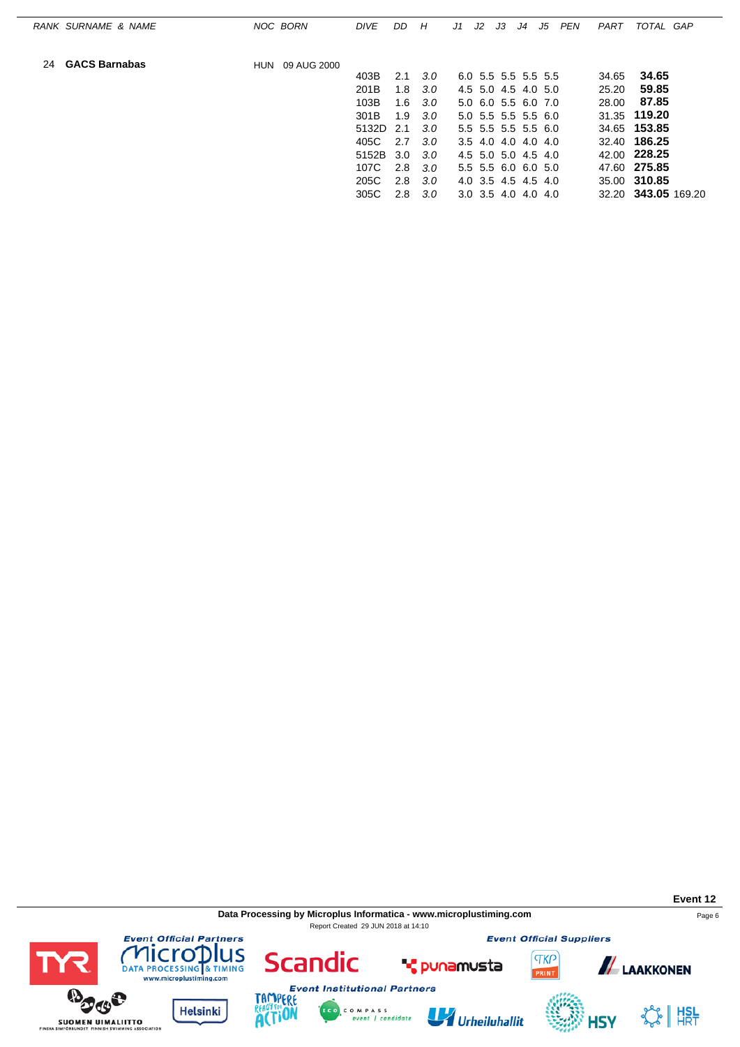| RANK | SURNAME & NAME | NOC | BORN | DIVE | DD | H | J1 | J2 | J3 | J4 | J5 | PEN | PART | TOTAL | GAP |
|---|---|---|---|---|---|---|---|---|---|---|---|---|---|---|---|
| 24 | **GACS Barnabas** | HUN | 09 AUG 2000 | | | | | | | | | | | | |
| | | | | 403B | 2.1 | *3.0* | 6.0 | 5.5 | 5.5 | 5.5 | 5.5 | | 34.65 | **34.65** | |
| | | | | 201B | 1.8 | *3.0* | 4.5 | 5.0 | 4.5 | 4.0 | 5.0 | | 25.20 | **59.85** | |
| | | | | 103B | 1.6 | *3.0* | 5.0 | 6.0 | 5.5 | 6.0 | 7.0 | | 28.00 | **87.85** | |
| | | | | 301B | 1.9 | *3.0* | 5.0 | 5.5 | 5.5 | 5.5 | 6.0 | | 31.35 | **119.20** | |
| | | | | 5132D | 2.1 | *3.0* | 5.5 | 5.5 | 5.5 | 5.5 | 6.0 | | 34.65 | **153.85** | |
| | | | | 405C | 2.7 | *3.0* | 3.5 | 4.0 | 4.0 | 4.0 | 4.0 | | 32.40 | **186.25** | |
| | | | | 5152B | 3.0 | *3.0* | 4.5 | 5.0 | 5.0 | 4.5 | 4.0 | | 42.00 | **228.25** | |
| | | | | 107C | 2.8 | *3.0* | 5.5 | 5.5 | 6.0 | 6.0 | 5.0 | | 47.60 | **275.85** | |
| | | | | 205C | 2.8 | *3.0* | 4.0 | 3.5 | 4.5 | 4.5 | 4.0 | | 35.00 | **310.85** | |
| | | | | 305C | 2.8 | *3.0* | 3.0 | 3.5 | 4.0 | 4.0 | 4.0 | | 32.20 | **343.05** | 169.20 |

**Event 12**

**Data Processing by Microplus Informatica - www.microplustiming.com**

Report Created 29 JUN 2018 at 14:10

*Event Official Partners*

*Event Official Suppliers*

*Event Institutional Partners*